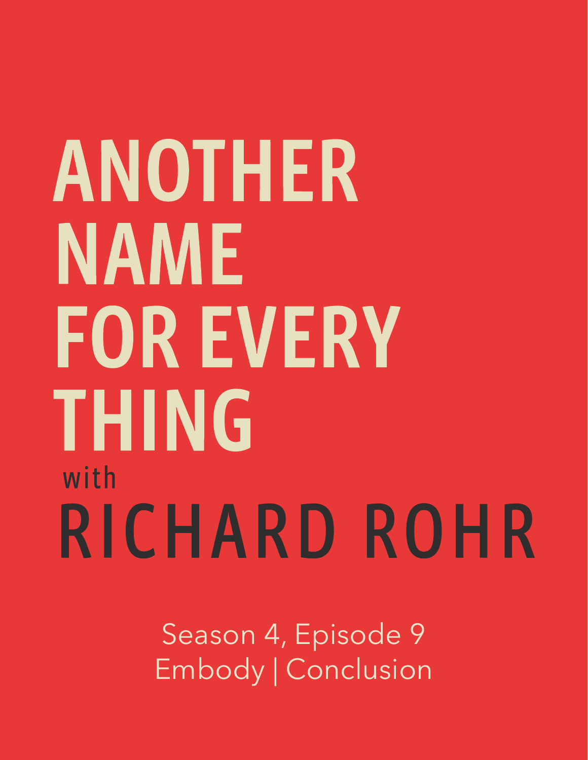# ANOTHER NAME FOR EVERY THING

with

# RICHARD ROHR

Season 4, Episode 9

Embody | Conclusion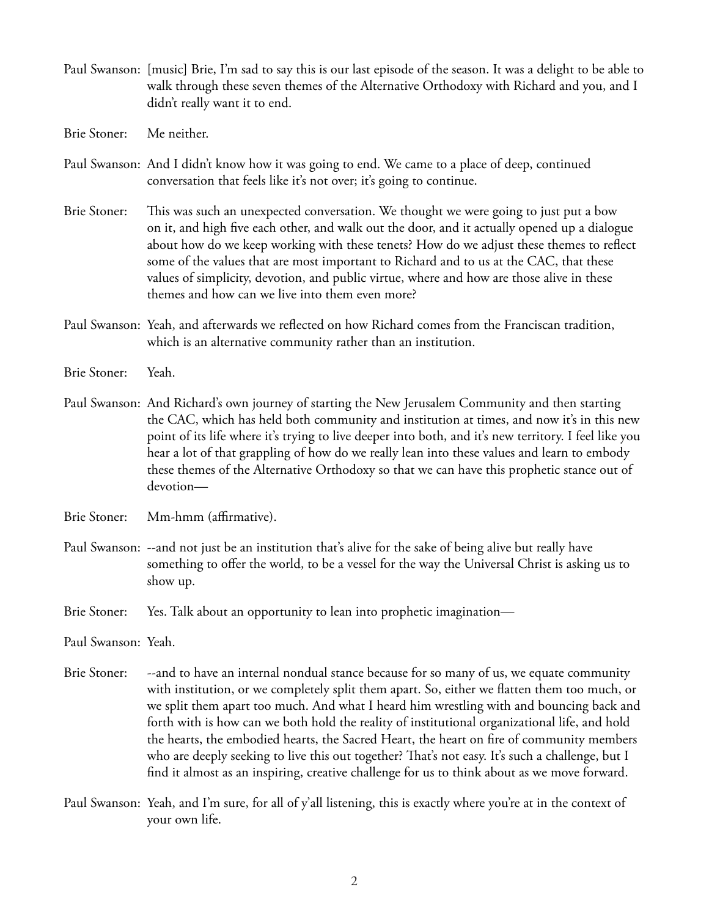Paul Swanson: [music] Brie, I'm sad to say this is our last episode of the season. It was a delight to be able to walk through these seven themes of the Alternative Orthodoxy with Richard and you, and I didn't really want it to end.

Brie Stoner: Me neither.

Paul Swanson: And I didn't know how it was going to end. We came to a place of deep, continued conversation that feels like it's not over; it's going to continue.

Brie Stoner: This was such an unexpected conversation. We thought we were going to just put a bow on it, and high five each other, and walk out the door, and it actually opened up a dialogue about how do we keep working with these tenets? How do we adjust these themes to reflect some of the values that are most important to Richard and to us at the CAC, that these values of simplicity, devotion, and public virtue, where and how are those alive in these themes and how can we live into them even more?

Paul Swanson: Yeah, and afterwards we reflected on how Richard comes from the Franciscan tradition, which is an alternative community rather than an institution.

Brie Stoner: Yeah.

Paul Swanson: And Richard's own journey of starting the New Jerusalem Community and then starting the CAC, which has held both community and institution at times, and now it's in this new point of its life where it's trying to live deeper into both, and it's new territory. I feel like you hear a lot of that grappling of how do we really lean into these values and learn to embody these themes of the Alternative Orthodoxy so that we can have this prophetic stance out of devotion—

Brie Stoner: Mm-hmm (affirmative).

Paul Swanson: --and not just be an institution that's alive for the sake of being alive but really have something to offer the world, to be a vessel for the way the Universal Christ is asking us to show up.

Brie Stoner: Yes. Talk about an opportunity to lean into prophetic imagination—

Paul Swanson: Yeah.

Brie Stoner: --and to have an internal nondual stance because for so many of us, we equate community with institution, or we completely split them apart. So, either we flatten them too much, or we split them apart too much. And what I heard him wrestling with and bouncing back and forth with is how can we both hold the reality of institutional organizational life, and hold the hearts, the embodied hearts, the Sacred Heart, the heart on fire of community members who are deeply seeking to live this out together? That's not easy. It's such a challenge, but I find it almost as an inspiring, creative challenge for us to think about as we move forward.

Paul Swanson: Yeah, and I'm sure, for all of y'all listening, this is exactly where you're at in the context of your own life.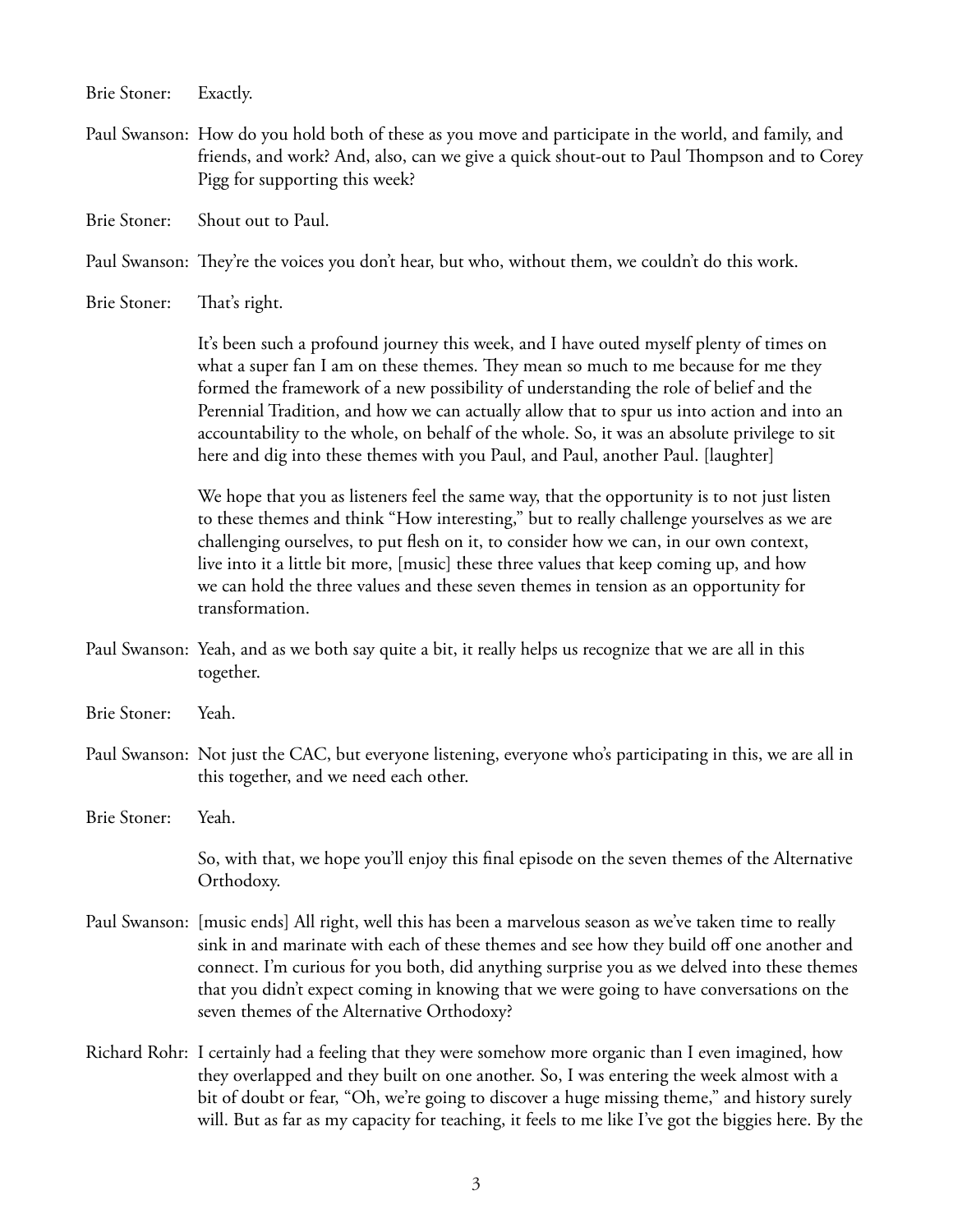Brie Stoner: Exactly.

Paul Swanson: How do you hold both of these as you move and participate in the world, and family, and friends, and work? And, also, can we give a quick shout-out to Paul Thompson and to Corey Pigg for supporting this week?

Brie Stoner: Shout out to Paul.

Paul Swanson: They're the voices you don't hear, but who, without them, we couldn't do this work.

Brie Stoner: That's right.

It's been such a profound journey this week, and I have outed myself plenty of times on what a super fan I am on these themes. They mean so much to me because for me they formed the framework of a new possibility of understanding the role of belief and the Perennial Tradition, and how we can actually allow that to spur us into action and into an accountability to the whole, on behalf of the whole. So, it was an absolute privilege to sit here and dig into these themes with you Paul, and Paul, another Paul. [laughter]

We hope that you as listeners feel the same way, that the opportunity is to not just listen to these themes and think "How interesting," but to really challenge yourselves as we are challenging ourselves, to put flesh on it, to consider how we can, in our own context, live into it a little bit more, [music] these three values that keep coming up, and how we can hold the three values and these seven themes in tension as an opportunity for transformation.

Paul Swanson: Yeah, and as we both say quite a bit, it really helps us recognize that we are all in this together.

Brie Stoner: Yeah.

Paul Swanson: Not just the CAC, but everyone listening, everyone who's participating in this, we are all in this together, and we need each other.

Brie Stoner: Yeah.

So, with that, we hope you'll enjoy this final episode on the seven themes of the Alternative Orthodoxy.

Paul Swanson: [music ends] All right, well this has been a marvelous season as we've taken time to really sink in and marinate with each of these themes and see how they build off one another and connect. I'm curious for you both, did anything surprise you as we delved into these themes that you didn't expect coming in knowing that we were going to have conversations on the seven themes of the Alternative Orthodoxy?

Richard Rohr: I certainly had a feeling that they were somehow more organic than I even imagined, how they overlapped and they built on one another. So, I was entering the week almost with a bit of doubt or fear, "Oh, we're going to discover a huge missing theme," and history surely will. But as far as my capacity for teaching, it feels to me like I've got the biggies here. By the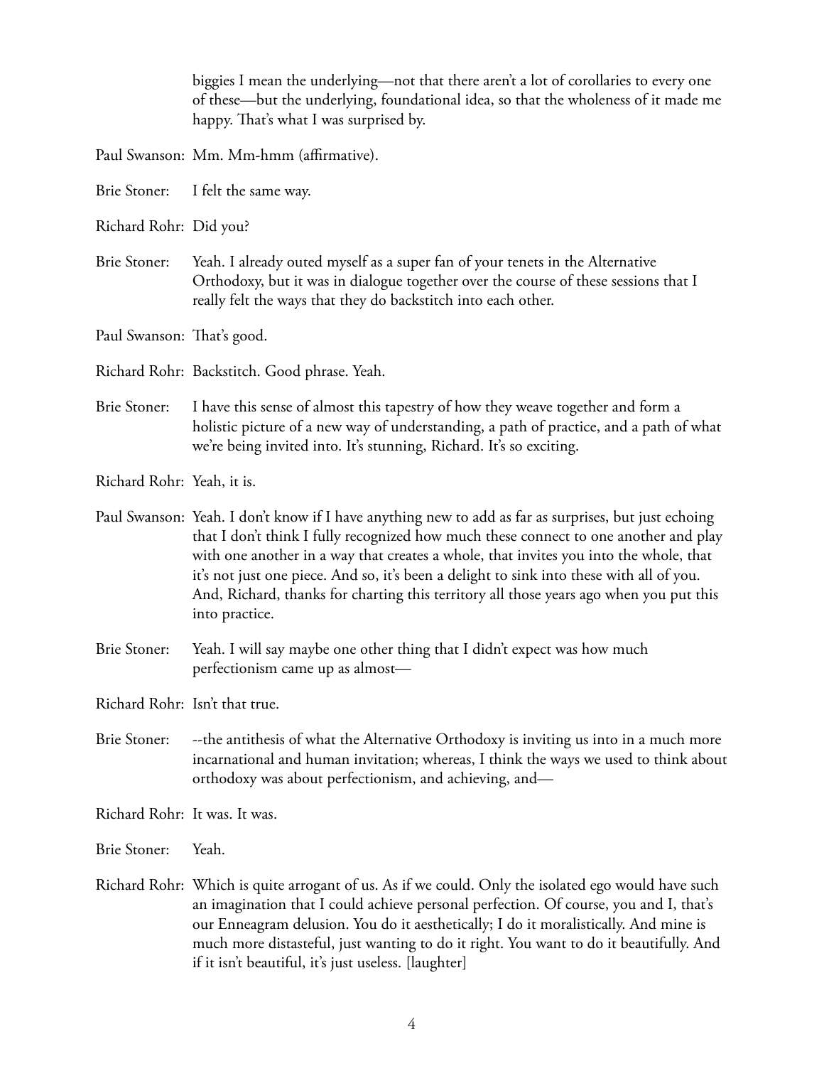biggies I mean the underlying—not that there aren't a lot of corollaries to every one of these—but the underlying, foundational idea, so that the wholeness of it made me happy. That's what I was surprised by.

Paul Swanson: Mm. Mm-hmm (affirmative).

Brie Stoner: I felt the same way.

Richard Rohr: Did you?

Brie Stoner: Yeah. I already outed myself as a super fan of your tenets in the Alternative Orthodoxy, but it was in dialogue together over the course of these sessions that I really felt the ways that they do backstitch into each other.

Paul Swanson: That's good.

Richard Rohr: Backstitch. Good phrase. Yeah.

Brie Stoner: I have this sense of almost this tapestry of how they weave together and form a holistic picture of a new way of understanding, a path of practice, and a path of what we're being invited into. It's stunning, Richard. It's so exciting.

Richard Rohr: Yeah, it is.

Paul Swanson: Yeah. I don't know if I have anything new to add as far as surprises, but just echoing that I don't think I fully recognized how much these connect to one another and play with one another in a way that creates a whole, that invites you into the whole, that it's not just one piece. And so, it's been a delight to sink into these with all of you. And, Richard, thanks for charting this territory all those years ago when you put this into practice.

Brie Stoner: Yeah. I will say maybe one other thing that I didn't expect was how much perfectionism came up as almost—

Richard Rohr: Isn't that true.

Brie Stoner: --the antithesis of what the Alternative Orthodoxy is inviting us into in a much more incarnational and human invitation; whereas, I think the ways we used to think about orthodoxy was about perfectionism, and achieving, and—

Richard Rohr: It was. It was.

Brie Stoner: Yeah.

Richard Rohr: Which is quite arrogant of us. As if we could. Only the isolated ego would have such an imagination that I could achieve personal perfection. Of course, you and I, that's our Enneagram delusion. You do it aesthetically; I do it moralistically. And mine is much more distasteful, just wanting to do it right. You want to do it beautifully. And if it isn't beautiful, it's just useless. [laughter]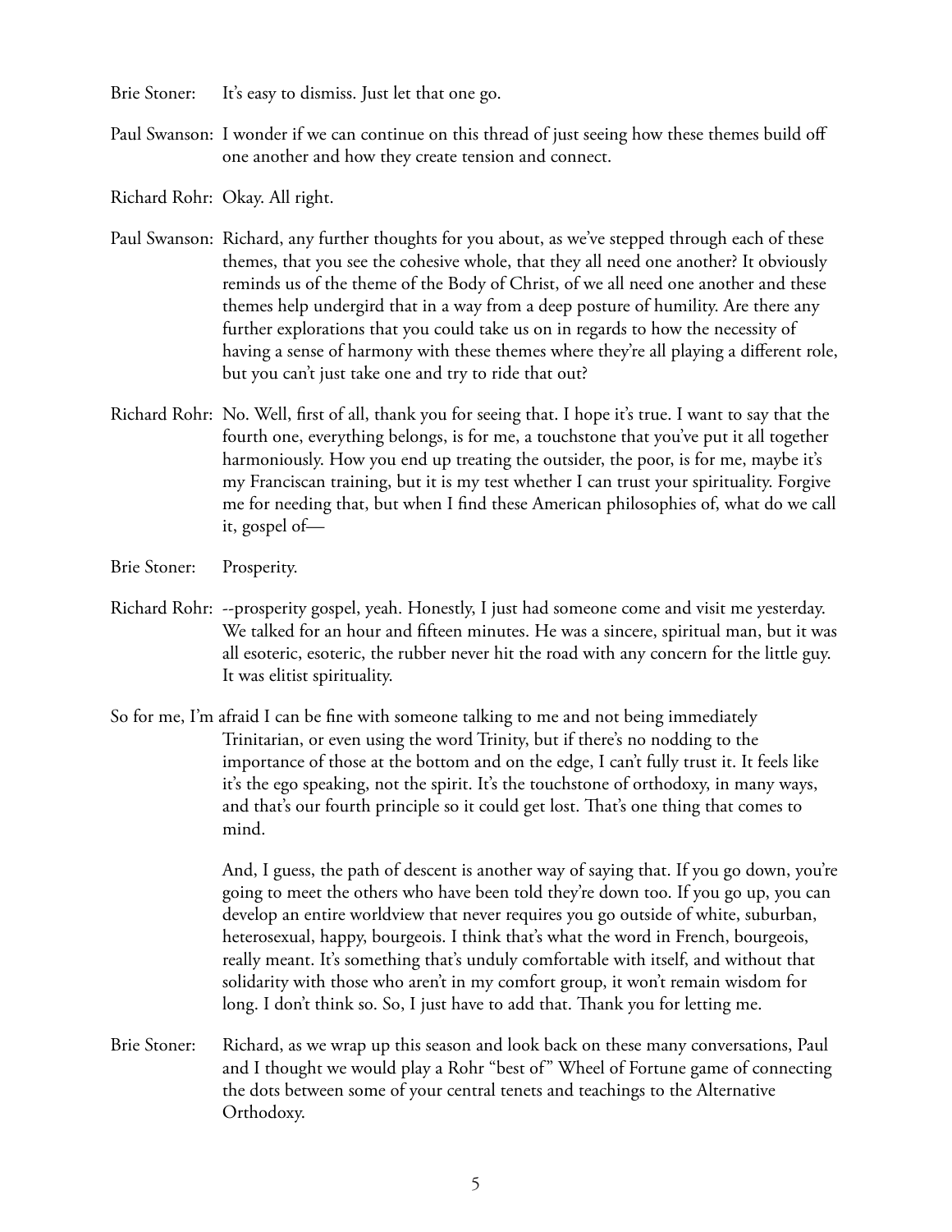Brie Stoner: It's easy to dismiss. Just let that one go.

Paul Swanson: I wonder if we can continue on this thread of just seeing how these themes build off one another and how they create tension and connect.

Richard Rohr: Okay. All right.

Paul Swanson: Richard, any further thoughts for you about, as we've stepped through each of these themes, that you see the cohesive whole, that they all need one another? It obviously reminds us of the theme of the Body of Christ, of we all need one another and these themes help undergird that in a way from a deep posture of humility. Are there any further explorations that you could take us on in regards to how the necessity of having a sense of harmony with these themes where they're all playing a different role, but you can't just take one and try to ride that out?

Richard Rohr: No. Well, first of all, thank you for seeing that. I hope it's true. I want to say that the fourth one, everything belongs, is for me, a touchstone that you've put it all together harmoniously. How you end up treating the outsider, the poor, is for me, maybe it's my Franciscan training, but it is my test whether I can trust your spirituality. Forgive me for needing that, but when I find these American philosophies of, what do we call it, gospel of—

Brie Stoner: Prosperity.

Richard Rohr: --prosperity gospel, yeah. Honestly, I just had someone come and visit me yesterday. We talked for an hour and fifteen minutes. He was a sincere, spiritual man, but it was all esoteric, esoteric, the rubber never hit the road with any concern for the little guy. It was elitist spirituality.

So for me, I'm afraid I can be fine with someone talking to me and not being immediately Trinitarian, or even using the word Trinity, but if there's no nodding to the importance of those at the bottom and on the edge, I can't fully trust it. It feels like it's the ego speaking, not the spirit. It's the touchstone of orthodoxy, in many ways, and that's our fourth principle so it could get lost. That's one thing that comes to mind.

And, I guess, the path of descent is another way of saying that. If you go down, you're going to meet the others who have been told they're down too. If you go up, you can develop an entire worldview that never requires you go outside of white, suburban, heterosexual, happy, bourgeois. I think that's what the word in French, bourgeois, really meant. It's something that's unduly comfortable with itself, and without that solidarity with those who aren't in my comfort group, it won't remain wisdom for long. I don't think so. So, I just have to add that. Thank you for letting me.

Brie Stoner: Richard, as we wrap up this season and look back on these many conversations, Paul and I thought we would play a Rohr "best of" Wheel of Fortune game of connecting the dots between some of your central tenets and teachings to the Alternative Orthodoxy.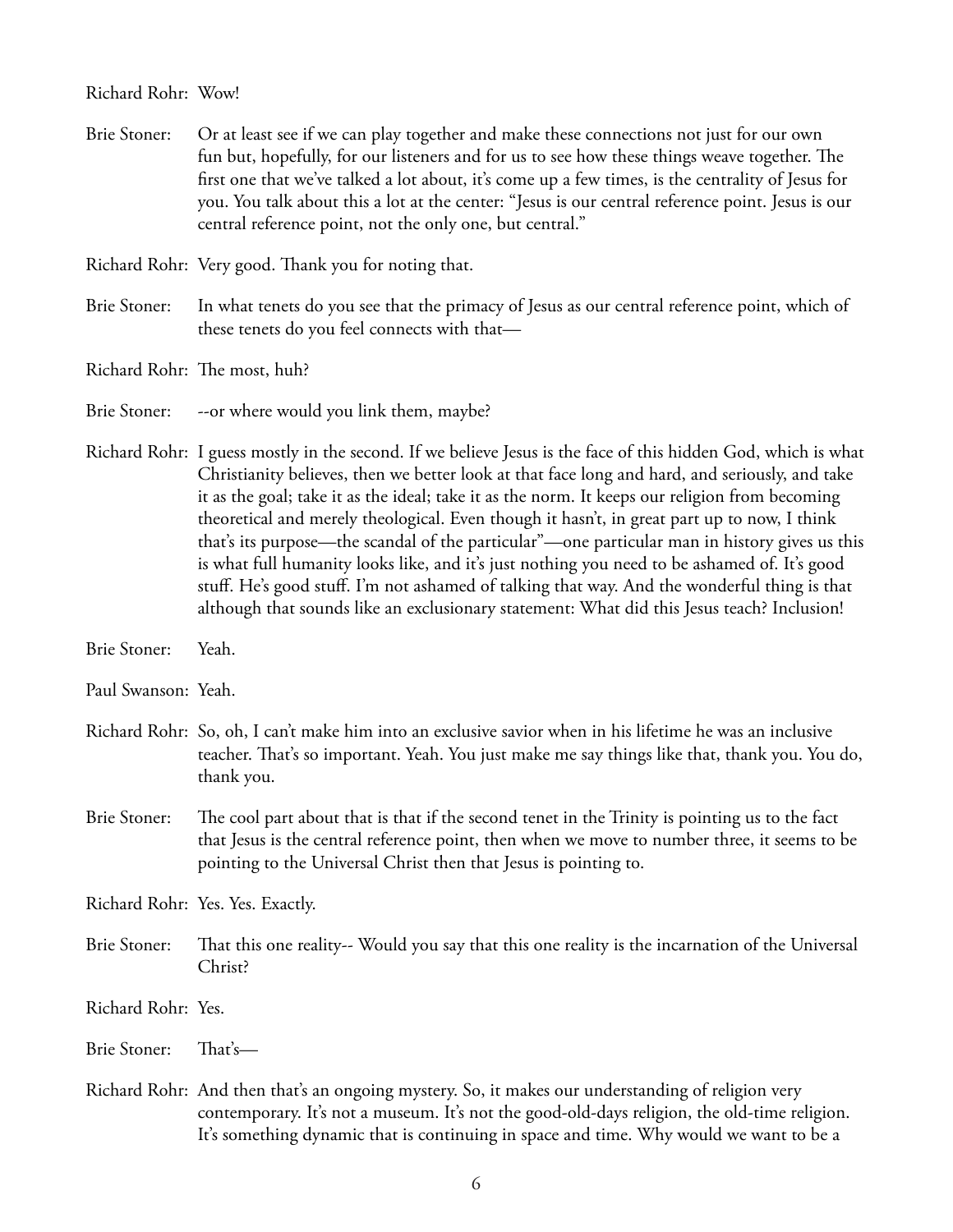Richard Rohr: Wow!

Brie Stoner: Or at least see if we can play together and make these connections not just for our own fun but, hopefully, for our listeners and for us to see how these things weave together. The first one that we've talked a lot about, it's come up a few times, is the centrality of Jesus for you. You talk about this a lot at the center: "Jesus is our central reference point. Jesus is our central reference point, not the only one, but central."

Richard Rohr: Very good. Thank you for noting that.

Brie Stoner: In what tenets do you see that the primacy of Jesus as our central reference point, which of these tenets do you feel connects with that—

Richard Rohr: The most, huh?

Brie Stoner: --or where would you link them, maybe?

Richard Rohr: I guess mostly in the second. If we believe Jesus is the face of this hidden God, which is what Christianity believes, then we better look at that face long and hard, and seriously, and take it as the goal; take it as the ideal; take it as the norm. It keeps our religion from becoming theoretical and merely theological. Even though it hasn't, in great part up to now, I think that's its purpose—the scandal of the particular"—one particular man in history gives us this is what full humanity looks like, and it's just nothing you need to be ashamed of. It's good stuff. He's good stuff. I'm not ashamed of talking that way. And the wonderful thing is that although that sounds like an exclusionary statement: What did this Jesus teach? Inclusion!

Brie Stoner: Yeah.

Paul Swanson: Yeah.

Richard Rohr: So, oh, I can't make him into an exclusive savior when in his lifetime he was an inclusive teacher. That's so important. Yeah. You just make me say things like that, thank you. You do, thank you.

Brie Stoner: The cool part about that is that if the second tenet in the Trinity is pointing us to the fact that Jesus is the central reference point, then when we move to number three, it seems to be pointing to the Universal Christ then that Jesus is pointing to.

Richard Rohr: Yes. Yes. Exactly.

Brie Stoner: That this one reality-- Would you say that this one reality is the incarnation of the Universal Christ?

Richard Rohr: Yes.

Brie Stoner: That's—

Richard Rohr: And then that's an ongoing mystery. So, it makes our understanding of religion very contemporary. It's not a museum. It's not the good-old-days religion, the old-time religion. It's something dynamic that is continuing in space and time. Why would we want to be a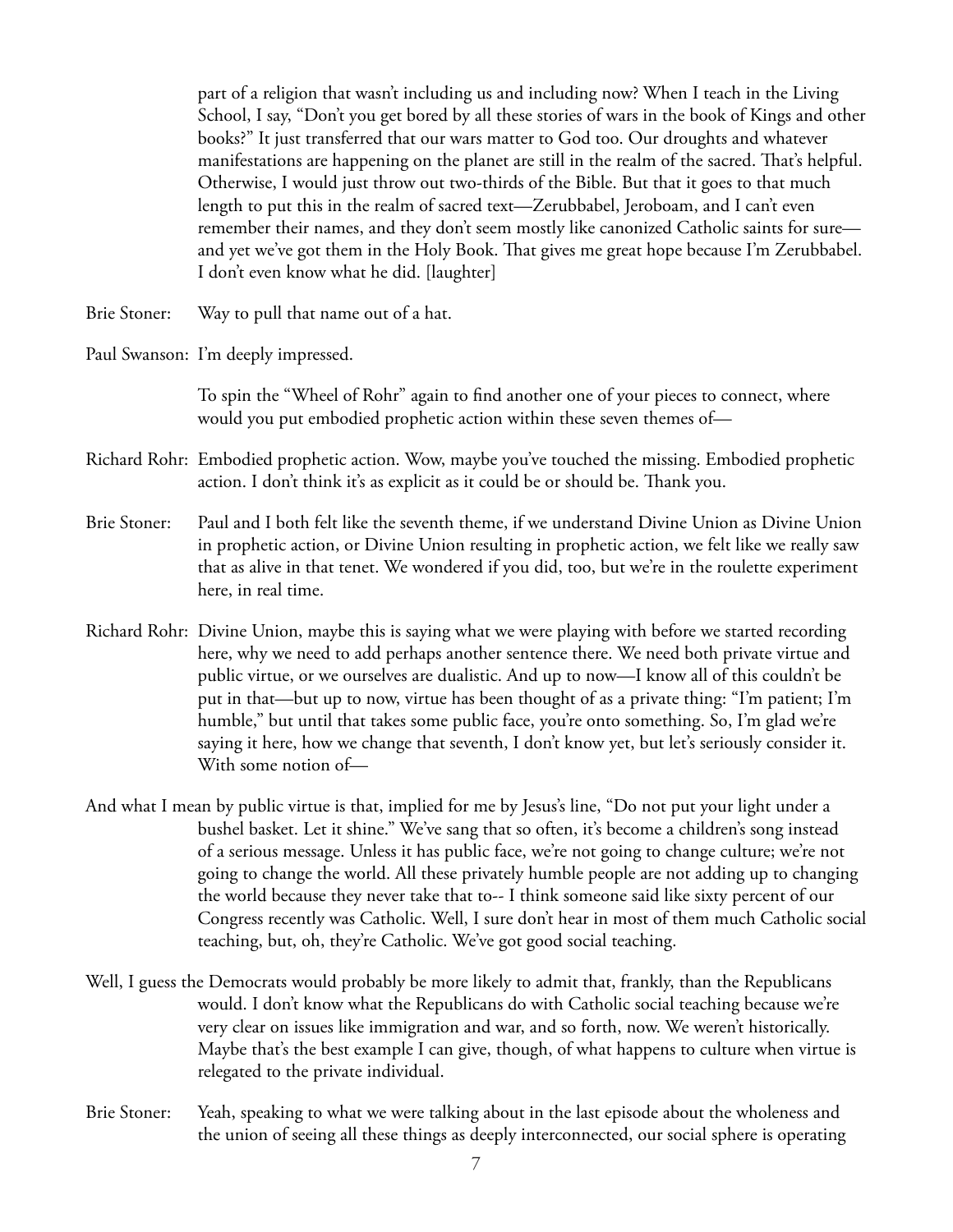part of a religion that wasn't including us and including now? When I teach in the Living School, I say, "Don't you get bored by all these stories of wars in the book of Kings and other books?" It just transferred that our wars matter to God too. Our droughts and whatever manifestations are happening on the planet are still in the realm of the sacred. That's helpful. Otherwise, I would just throw out two-thirds of the Bible. But that it goes to that much length to put this in the realm of sacred text—Zerubbabel, Jeroboam, and I can't even remember their names, and they don't seem mostly like canonized Catholic saints for sure—and yet we've got them in the Holy Book. That gives me great hope because I'm Zerubbabel. I don't even know what he did. [laughter]

Brie Stoner: Way to pull that name out of a hat.

Paul Swanson: I'm deeply impressed.

To spin the "Wheel of Rohr" again to find another one of your pieces to connect, where would you put embodied prophetic action within these seven themes of—

Richard Rohr: Embodied prophetic action. Wow, maybe you've touched the missing. Embodied prophetic action. I don't think it's as explicit as it could be or should be. Thank you.

Brie Stoner: Paul and I both felt like the seventh theme, if we understand Divine Union as Divine Union in prophetic action, or Divine Union resulting in prophetic action, we felt like we really saw that as alive in that tenet. We wondered if you did, too, but we're in the roulette experiment here, in real time.

Richard Rohr: Divine Union, maybe this is saying what we were playing with before we started recording here, why we need to add perhaps another sentence there. We need both private virtue and public virtue, or we ourselves are dualistic. And up to now—I know all of this couldn't be put in that—but up to now, virtue has been thought of as a private thing: "I'm patient; I'm humble," but until that takes some public face, you're onto something. So, I'm glad we're saying it here, how we change that seventh, I don't know yet, but let's seriously consider it. With some notion of—

And what I mean by public virtue is that, implied for me by Jesus's line, "Do not put your light under a bushel basket. Let it shine." We've sang that so often, it's become a children's song instead of a serious message. Unless it has public face, we're not going to change culture; we're not going to change the world. All these privately humble people are not adding up to changing the world because they never take that to-- I think someone said like sixty percent of our Congress recently was Catholic. Well, I sure don't hear in most of them much Catholic social teaching, but, oh, they're Catholic. We've got good social teaching.

Well, I guess the Democrats would probably be more likely to admit that, frankly, than the Republicans would. I don't know what the Republicans do with Catholic social teaching because we're very clear on issues like immigration and war, and so forth, now. We weren't historically. Maybe that's the best example I can give, though, of what happens to culture when virtue is relegated to the private individual.

Brie Stoner: Yeah, speaking to what we were talking about in the last episode about the wholeness and the union of seeing all these things as deeply interconnected, our social sphere is operating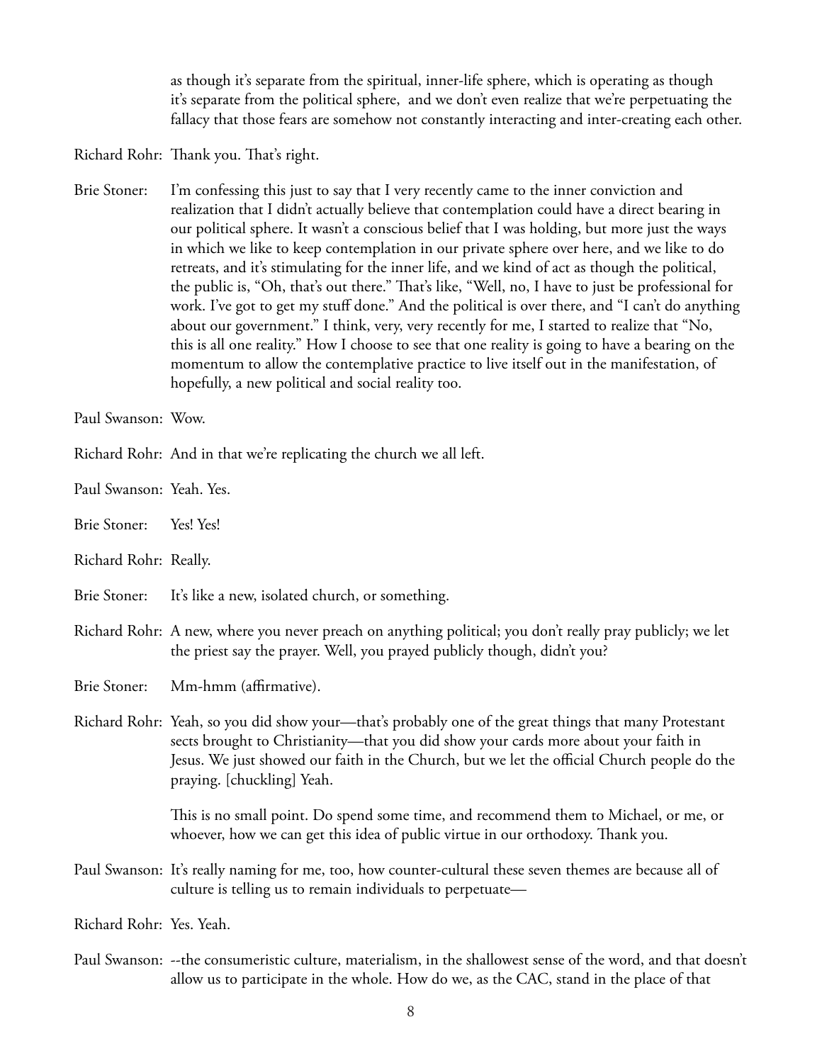as though it's separate from the spiritual, inner-life sphere, which is operating as though it's separate from the political sphere,  and we don't even realize that we're perpetuating the fallacy that those fears are somehow not constantly interacting and inter-creating each other.

Richard Rohr: Thank you. That's right.

Brie Stoner: I'm confessing this just to say that I very recently came to the inner conviction and realization that I didn't actually believe that contemplation could have a direct bearing in our political sphere. It wasn't a conscious belief that I was holding, but more just the ways in which we like to keep contemplation in our private sphere over here, and we like to do retreats, and it's stimulating for the inner life, and we kind of act as though the political, the public is, "Oh, that's out there." That's like, "Well, no, I have to just be professional for work. I've got to get my stuff done." And the political is over there, and "I can't do anything about our government." I think, very, very recently for me, I started to realize that "No, this is all one reality." How I choose to see that one reality is going to have a bearing on the momentum to allow the contemplative practice to live itself out in the manifestation, of hopefully, a new political and social reality too.

Paul Swanson: Wow.

Richard Rohr: And in that we're replicating the church we all left.

Paul Swanson: Yeah. Yes.

Brie Stoner: Yes! Yes!

Richard Rohr: Really.

Brie Stoner: It's like a new, isolated church, or something.

Richard Rohr: A new, where you never preach on anything political; you don't really pray publicly; we let the priest say the prayer. Well, you prayed publicly though, didn't you?

Brie Stoner: Mm-hmm (affirmative).

Richard Rohr: Yeah, so you did show your—that's probably one of the great things that many Protestant sects brought to Christianity—that you did show your cards more about your faith in Jesus. We just showed our faith in the Church, but we let the official Church people do the praying. [chuckling] Yeah.

This is no small point. Do spend some time, and recommend them to Michael, or me, or whoever, how we can get this idea of public virtue in our orthodoxy. Thank you.

Paul Swanson: It's really naming for me, too, how counter-cultural these seven themes are because all of culture is telling us to remain individuals to perpetuate—

Richard Rohr: Yes. Yeah.

Paul Swanson: --the consumeristic culture, materialism, in the shallowest sense of the word, and that doesn't allow us to participate in the whole. How do we, as the CAC, stand in the place of that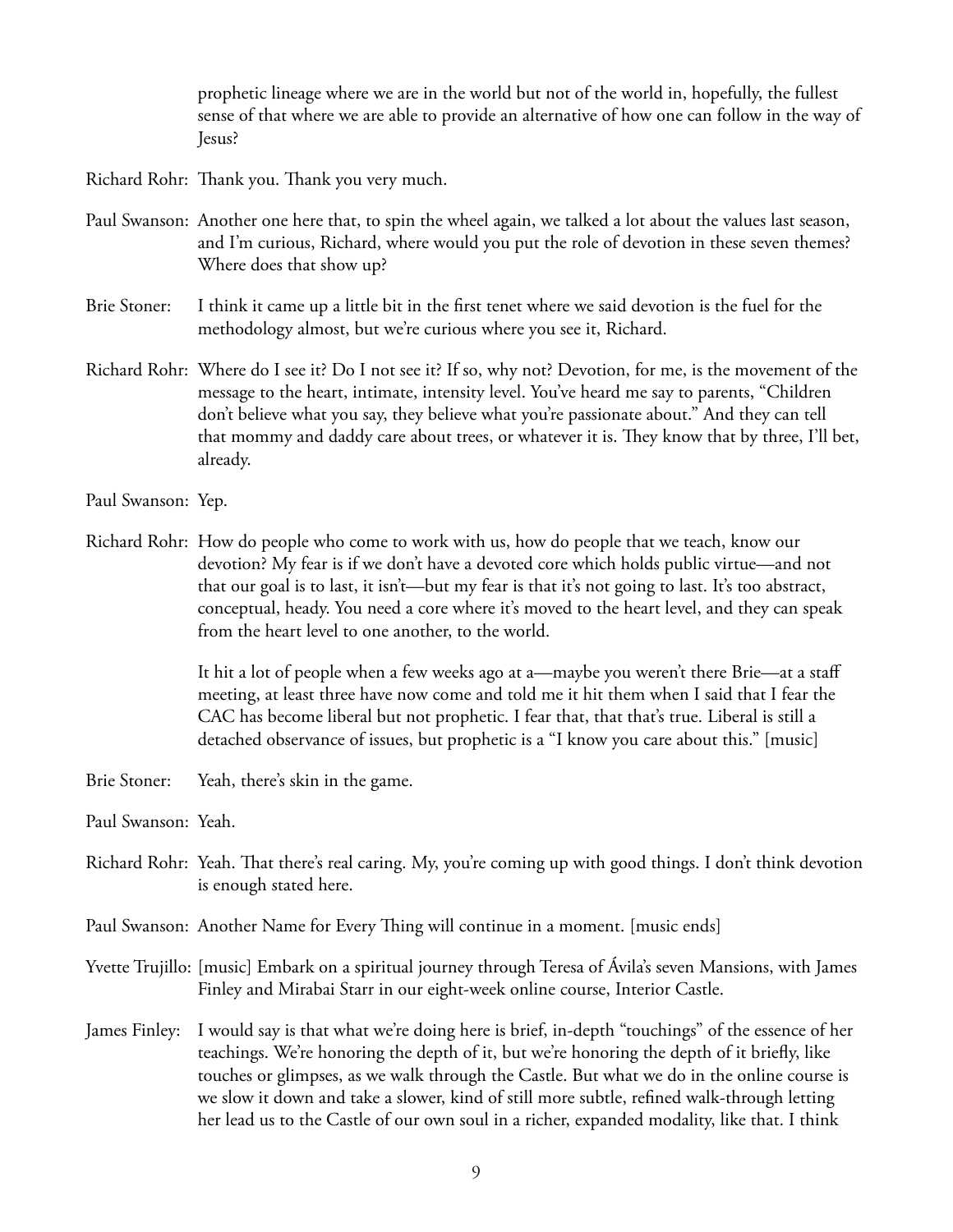prophetic lineage where we are in the world but not of the world in, hopefully, the fullest sense of that where we are able to provide an alternative of how one can follow in the way of Jesus?

Richard Rohr: Thank you. Thank you very much.

Paul Swanson: Another one here that, to spin the wheel again, we talked a lot about the values last season, and I'm curious, Richard, where would you put the role of devotion in these seven themes? Where does that show up?

Brie Stoner: I think it came up a little bit in the first tenet where we said devotion is the fuel for the methodology almost, but we're curious where you see it, Richard.

Richard Rohr: Where do I see it? Do I not see it? If so, why not? Devotion, for me, is the movement of the message to the heart, intimate, intensity level. You've heard me say to parents, "Children don't believe what you say, they believe what you're passionate about." And they can tell that mommy and daddy care about trees, or whatever it is. They know that by three, I'll bet, already.

Paul Swanson: Yep.

Richard Rohr: How do people who come to work with us, how do people that we teach, know our devotion? My fear is if we don't have a devoted core which holds public virtue—and not that our goal is to last, it isn't—but my fear is that it's not going to last. It's too abstract, conceptual, heady. You need a core where it's moved to the heart level, and they can speak from the heart level to one another, to the world.

It hit a lot of people when a few weeks ago at a—maybe you weren't there Brie—at a staff meeting, at least three have now come and told me it hit them when I said that I fear the CAC has become liberal but not prophetic. I fear that, that that's true. Liberal is still a detached observance of issues, but prophetic is a "I know you care about this." [music]

Brie Stoner: Yeah, there's skin in the game.

Paul Swanson: Yeah.

Richard Rohr: Yeah. That there's real caring. My, you're coming up with good things. I don't think devotion is enough stated here.

Paul Swanson: Another Name for Every Thing will continue in a moment. [music ends]

Yvette Trujillo: [music] Embark on a spiritual journey through Teresa of Ávila's seven Mansions, with James Finley and Mirabai Starr in our eight-week online course, Interior Castle.

James Finley: I would say is that what we're doing here is brief, in-depth "touchings" of the essence of her teachings. We're honoring the depth of it, but we're honoring the depth of it briefly, like touches or glimpses, as we walk through the Castle. But what we do in the online course is we slow it down and take a slower, kind of still more subtle, refined walk-through letting her lead us to the Castle of our own soul in a richer, expanded modality, like that. I think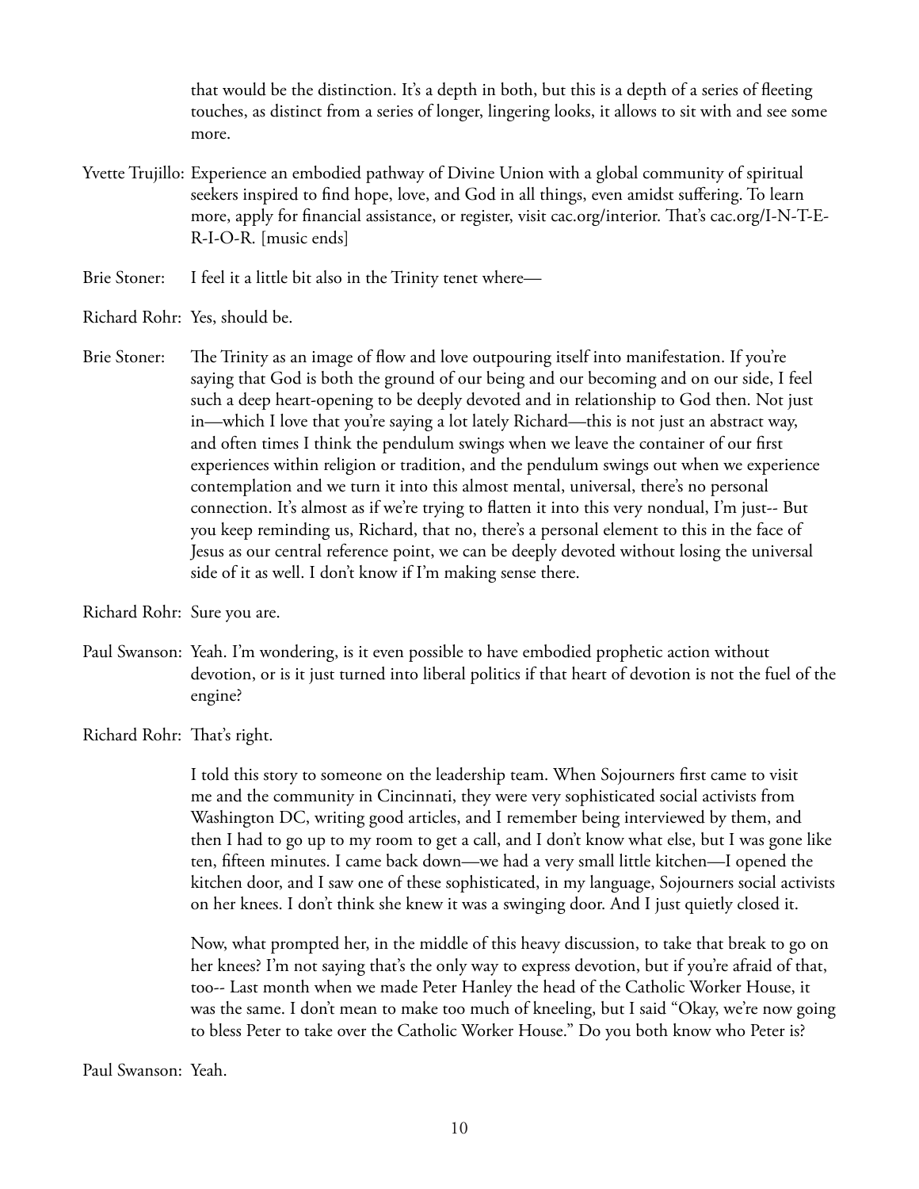that would be the distinction. It's a depth in both, but this is a depth of a series of fleeting touches, as distinct from a series of longer, lingering looks, it allows to sit with and see some more.

Yvette Trujillo: Experience an embodied pathway of Divine Union with a global community of spiritual seekers inspired to find hope, love, and God in all things, even amidst suffering. To learn more, apply for financial assistance, or register, visit cac.org/interior. That's cac.org/I-N-T-E-R-I-O-R. [music ends]

Brie Stoner: I feel it a little bit also in the Trinity tenet where—

Richard Rohr: Yes, should be.

Brie Stoner: The Trinity as an image of flow and love outpouring itself into manifestation. If you're saying that God is both the ground of our being and our becoming and on our side, I feel such a deep heart-opening to be deeply devoted and in relationship to God then. Not just in—which I love that you're saying a lot lately Richard—this is not just an abstract way, and often times I think the pendulum swings when we leave the container of our first experiences within religion or tradition, and the pendulum swings out when we experience contemplation and we turn it into this almost mental, universal, there's no personal connection. It's almost as if we're trying to flatten it into this very nondual, I'm just-- But you keep reminding us, Richard, that no, there's a personal element to this in the face of Jesus as our central reference point, we can be deeply devoted without losing the universal side of it as well. I don't know if I'm making sense there.

Richard Rohr: Sure you are.

Paul Swanson: Yeah. I'm wondering, is it even possible to have embodied prophetic action without devotion, or is it just turned into liberal politics if that heart of devotion is not the fuel of the engine?

Richard Rohr: That's right.

I told this story to someone on the leadership team. When Sojourners first came to visit me and the community in Cincinnati, they were very sophisticated social activists from Washington DC, writing good articles, and I remember being interviewed by them, and then I had to go up to my room to get a call, and I don't know what else, but I was gone like ten, fifteen minutes. I came back down—we had a very small little kitchen—I opened the kitchen door, and I saw one of these sophisticated, in my language, Sojourners social activists on her knees. I don't think she knew it was a swinging door. And I just quietly closed it.

Now, what prompted her, in the middle of this heavy discussion, to take that break to go on her knees? I'm not saying that's the only way to express devotion, but if you're afraid of that, too-- Last month when we made Peter Hanley the head of the Catholic Worker House, it was the same. I don't mean to make too much of kneeling, but I said "Okay, we're now going to bless Peter to take over the Catholic Worker House." Do you both know who Peter is?

Paul Swanson: Yeah.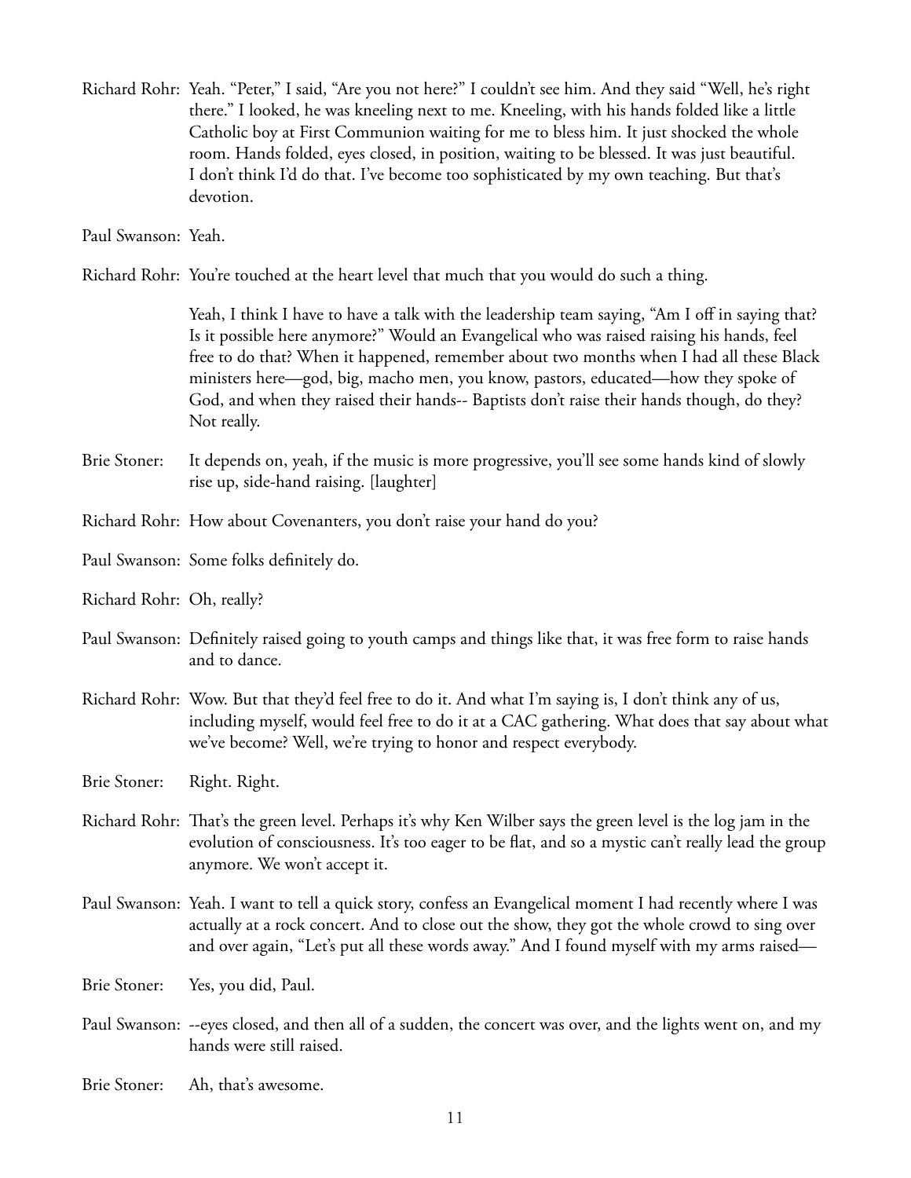Richard Rohr: Yeah. "Peter," I said, "Are you not here?" I couldn't see him. And they said "Well, he's right there." I looked, he was kneeling next to me. Kneeling, with his hands folded like a little Catholic boy at First Communion waiting for me to bless him. It just shocked the whole room. Hands folded, eyes closed, in position, waiting to be blessed. It was just beautiful. I don't think I'd do that. I've become too sophisticated by my own teaching. But that's devotion.

Paul Swanson: Yeah.

Richard Rohr: You're touched at the heart level that much that you would do such a thing.

Yeah, I think I have to have a talk with the leadership team saying, "Am I off in saying that? Is it possible here anymore?" Would an Evangelical who was raised raising his hands, feel free to do that? When it happened, remember about two months when I had all these Black ministers here—god, big, macho men, you know, pastors, educated—how they spoke of God, and when they raised their hands-- Baptists don't raise their hands though, do they? Not really.

Brie Stoner: It depends on, yeah, if the music is more progressive, you'll see some hands kind of slowly rise up, side-hand raising. [laughter]

Richard Rohr: How about Covenanters, you don't raise your hand do you?

Paul Swanson: Some folks definitely do.

Richard Rohr: Oh, really?

Paul Swanson: Definitely raised going to youth camps and things like that, it was free form to raise hands and to dance.

Richard Rohr: Wow. But that they'd feel free to do it. And what I'm saying is, I don't think any of us, including myself, would feel free to do it at a CAC gathering. What does that say about what we've become? Well, we're trying to honor and respect everybody.

Brie Stoner: Right. Right.

Richard Rohr: That's the green level. Perhaps it's why Ken Wilber says the green level is the log jam in the evolution of consciousness. It's too eager to be flat, and so a mystic can't really lead the group anymore. We won't accept it.

Paul Swanson: Yeah. I want to tell a quick story, confess an Evangelical moment I had recently where I was actually at a rock concert. And to close out the show, they got the whole crowd to sing over and over again, "Let's put all these words away." And I found myself with my arms raised—

Brie Stoner: Yes, you did, Paul.

Paul Swanson: --eyes closed, and then all of a sudden, the concert was over, and the lights went on, and my hands were still raised.

Brie Stoner: Ah, that's awesome.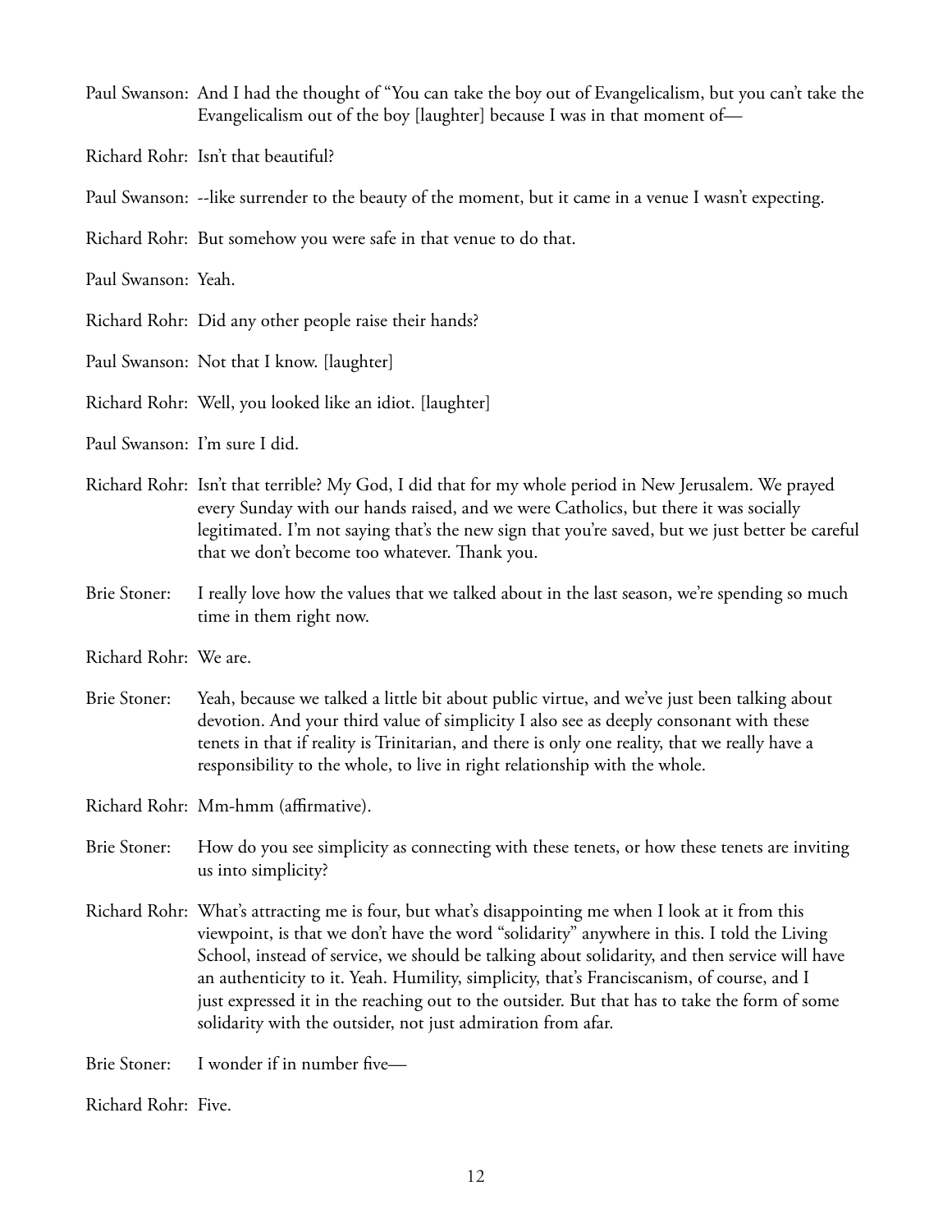Paul Swanson: And I had the thought of "You can take the boy out of Evangelicalism, but you can't take the Evangelicalism out of the boy [laughter] because I was in that moment of—

Richard Rohr: Isn't that beautiful?

Paul Swanson: --like surrender to the beauty of the moment, but it came in a venue I wasn't expecting.

Richard Rohr: But somehow you were safe in that venue to do that.

Paul Swanson: Yeah.

Richard Rohr: Did any other people raise their hands?

Paul Swanson: Not that I know. [laughter]

Richard Rohr: Well, you looked like an idiot. [laughter]

Paul Swanson: I'm sure I did.

Richard Rohr: Isn't that terrible? My God, I did that for my whole period in New Jerusalem. We prayed every Sunday with our hands raised, and we were Catholics, but there it was socially legitimated. I'm not saying that's the new sign that you're saved, but we just better be careful that we don't become too whatever. Thank you.

Brie Stoner: I really love how the values that we talked about in the last season, we're spending so much time in them right now.

Richard Rohr: We are.

Brie Stoner: Yeah, because we talked a little bit about public virtue, and we've just been talking about devotion. And your third value of simplicity I also see as deeply consonant with these tenets in that if reality is Trinitarian, and there is only one reality, that we really have a responsibility to the whole, to live in right relationship with the whole.

Richard Rohr: Mm-hmm (affirmative).

Brie Stoner: How do you see simplicity as connecting with these tenets, or how these tenets are inviting us into simplicity?

Richard Rohr: What's attracting me is four, but what's disappointing me when I look at it from this viewpoint, is that we don't have the word "solidarity" anywhere in this. I told the Living School, instead of service, we should be talking about solidarity, and then service will have an authenticity to it. Yeah. Humility, simplicity, that's Franciscanism, of course, and I just expressed it in the reaching out to the outsider. But that has to take the form of some solidarity with the outsider, not just admiration from afar.

Brie Stoner: I wonder if in number five—

Richard Rohr: Five.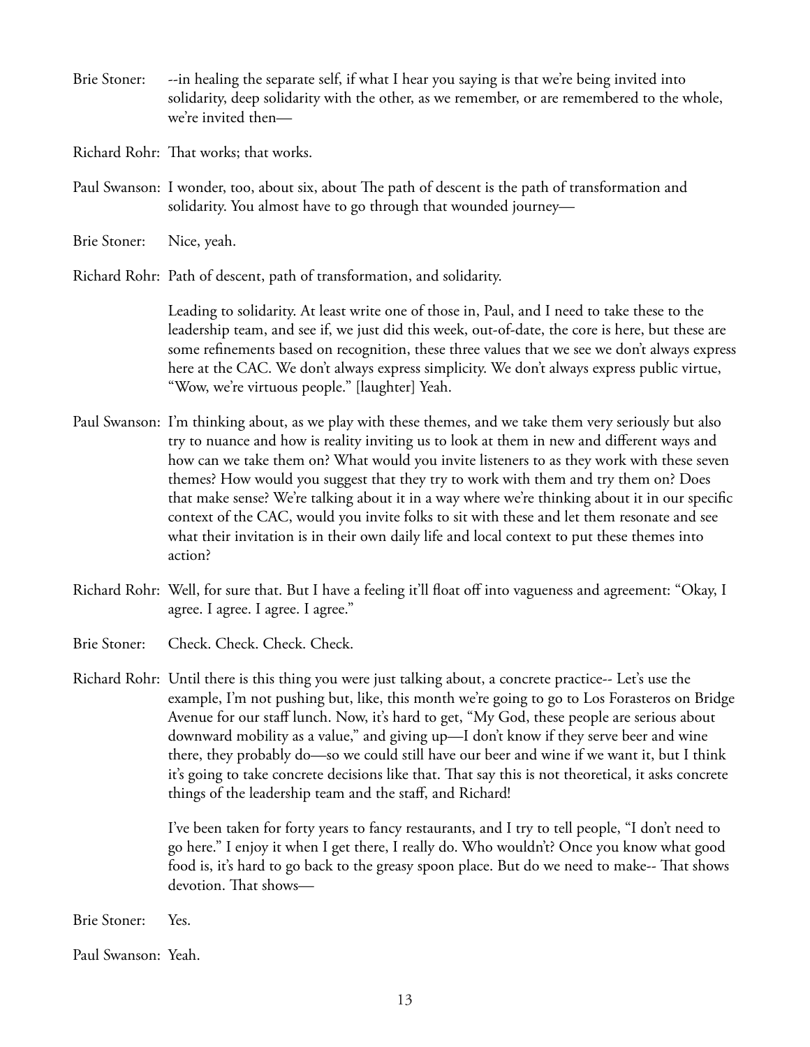Brie Stoner: --in healing the separate self, if what I hear you saying is that we're being invited into solidarity, deep solidarity with the other, as we remember, or are remembered to the whole, we're invited then—

Richard Rohr: That works; that works.

Paul Swanson: I wonder, too, about six, about The path of descent is the path of transformation and solidarity. You almost have to go through that wounded journey—

Brie Stoner: Nice, yeah.

Richard Rohr: Path of descent, path of transformation, and solidarity.

Leading to solidarity. At least write one of those in, Paul, and I need to take these to the leadership team, and see if, we just did this week, out-of-date, the core is here, but these are some refinements based on recognition, these three values that we see we don't always express here at the CAC. We don't always express simplicity. We don't always express public virtue, "Wow, we're virtuous people." [laughter] Yeah.

Paul Swanson: I'm thinking about, as we play with these themes, and we take them very seriously but also try to nuance and how is reality inviting us to look at them in new and different ways and how can we take them on? What would you invite listeners to as they work with these seven themes? How would you suggest that they try to work with them and try them on? Does that make sense? We're talking about it in a way where we're thinking about it in our specific context of the CAC, would you invite folks to sit with these and let them resonate and see what their invitation is in their own daily life and local context to put these themes into action?

Richard Rohr: Well, for sure that. But I have a feeling it'll float off into vagueness and agreement: "Okay, I agree. I agree. I agree. I agree."

Brie Stoner: Check. Check. Check. Check.

Richard Rohr: Until there is this thing you were just talking about, a concrete practice-- Let's use the example, I'm not pushing but, like, this month we're going to go to Los Forasteros on Bridge Avenue for our staff lunch. Now, it's hard to get, "My God, these people are serious about downward mobility as a value," and giving up—I don't know if they serve beer and wine there, they probably do—so we could still have our beer and wine if we want it, but I think it's going to take concrete decisions like that. That say this is not theoretical, it asks concrete things of the leadership team and the staff, and Richard!

I've been taken for forty years to fancy restaurants, and I try to tell people, "I don't need to go here." I enjoy it when I get there, I really do. Who wouldn't? Once you know what good food is, it's hard to go back to the greasy spoon place. But do we need to make-- That shows devotion. That shows—

Brie Stoner: Yes.

Paul Swanson: Yeah.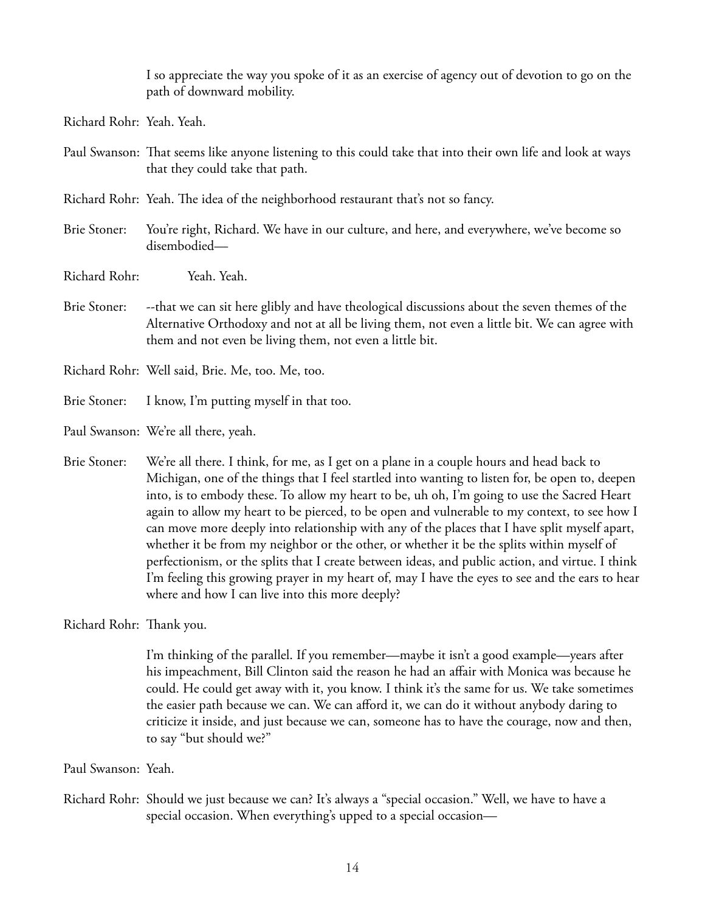I so appreciate the way you spoke of it as an exercise of agency out of devotion to go on the path of downward mobility.

Richard Rohr: Yeah. Yeah.

Paul Swanson: That seems like anyone listening to this could take that into their own life and look at ways that they could take that path.

Richard Rohr: Yeah. The idea of the neighborhood restaurant that's not so fancy.

Brie Stoner: You're right, Richard. We have in our culture, and here, and everywhere, we've become so disembodied—

Richard Rohr: Yeah. Yeah.

Brie Stoner: --that we can sit here glibly and have theological discussions about the seven themes of the Alternative Orthodoxy and not at all be living them, not even a little bit. We can agree with them and not even be living them, not even a little bit.

Richard Rohr: Well said, Brie. Me, too. Me, too.

Brie Stoner: I know, I'm putting myself in that too.

Paul Swanson: We're all there, yeah.

Brie Stoner: We're all there. I think, for me, as I get on a plane in a couple hours and head back to Michigan, one of the things that I feel startled into wanting to listen for, be open to, deepen into, is to embody these. To allow my heart to be, uh oh, I'm going to use the Sacred Heart again to allow my heart to be pierced, to be open and vulnerable to my context, to see how I can move more deeply into relationship with any of the places that I have split myself apart, whether it be from my neighbor or the other, or whether it be the splits within myself of perfectionism, or the splits that I create between ideas, and public action, and virtue. I think I'm feeling this growing prayer in my heart of, may I have the eyes to see and the ears to hear where and how I can live into this more deeply?

Richard Rohr: Thank you.

I'm thinking of the parallel. If you remember—maybe it isn't a good example—years after his impeachment, Bill Clinton said the reason he had an affair with Monica was because he could. He could get away with it, you know. I think it's the same for us. We take sometimes the easier path because we can. We can afford it, we can do it without anybody daring to criticize it inside, and just because we can, someone has to have the courage, now and then, to say "but should we?"

Paul Swanson: Yeah.

Richard Rohr: Should we just because we can? It's always a "special occasion." Well, we have to have a special occasion. When everything's upped to a special occasion—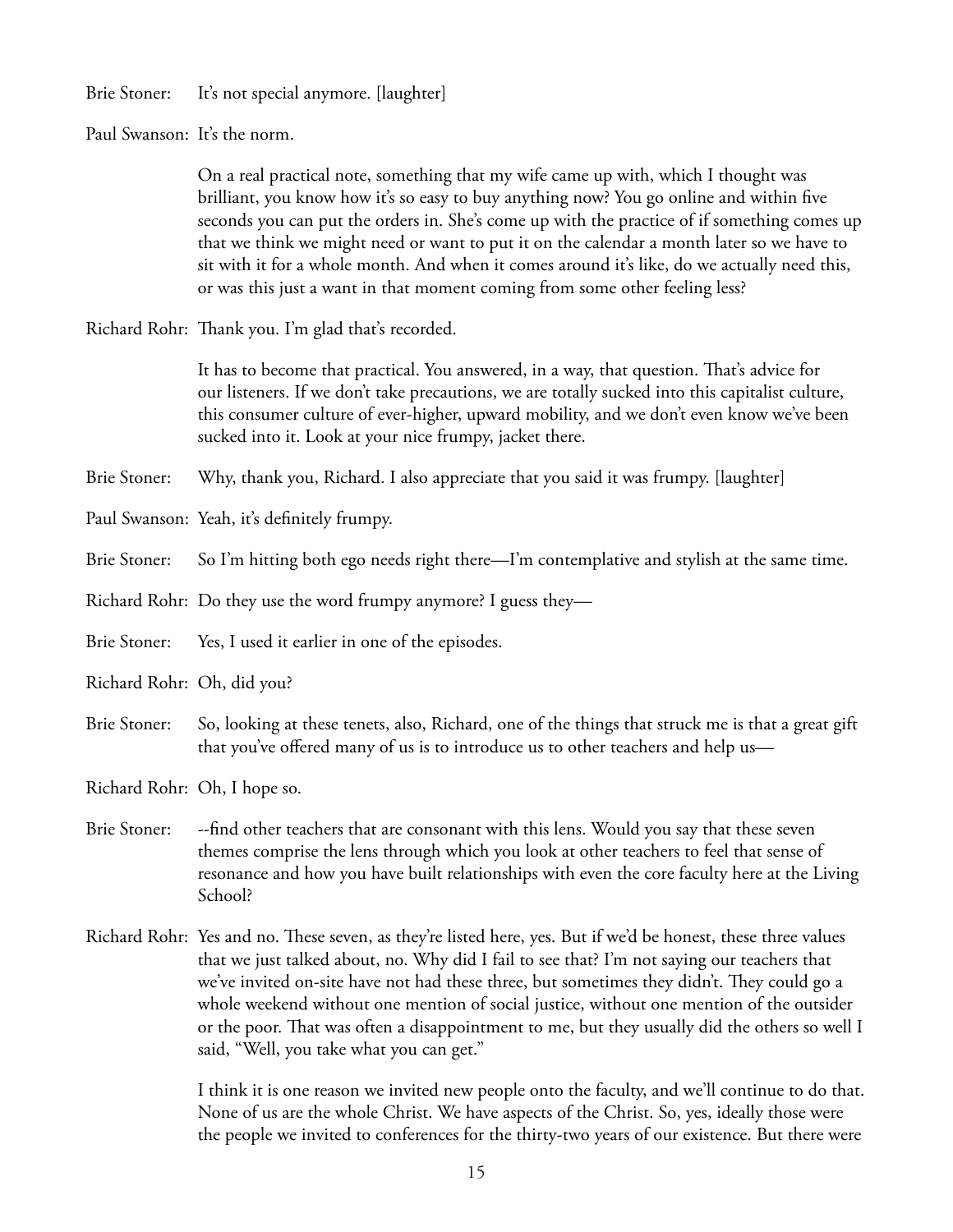Brie Stoner: It's not special anymore. [laughter]

Paul Swanson: It's the norm.

On a real practical note, something that my wife came up with, which I thought was brilliant, you know how it's so easy to buy anything now? You go online and within five seconds you can put the orders in. She's come up with the practice of if something comes up that we think we might need or want to put it on the calendar a month later so we have to sit with it for a whole month. And when it comes around it's like, do we actually need this, or was this just a want in that moment coming from some other feeling less?

Richard Rohr: Thank you. I'm glad that's recorded.

It has to become that practical. You answered, in a way, that question. That's advice for our listeners. If we don't take precautions, we are totally sucked into this capitalist culture, this consumer culture of ever-higher, upward mobility, and we don't even know we've been sucked into it. Look at your nice frumpy, jacket there.

Brie Stoner: Why, thank you, Richard. I also appreciate that you said it was frumpy. [laughter]

Paul Swanson: Yeah, it's definitely frumpy.

Brie Stoner: So I'm hitting both ego needs right there—I'm contemplative and stylish at the same time.

Richard Rohr: Do they use the word frumpy anymore? I guess they—

Brie Stoner: Yes, I used it earlier in one of the episodes.

Richard Rohr: Oh, did you?

Brie Stoner: So, looking at these tenets, also, Richard, one of the things that struck me is that a great gift that you've offered many of us is to introduce us to other teachers and help us—

Richard Rohr: Oh, I hope so.

Brie Stoner: --find other teachers that are consonant with this lens. Would you say that these seven themes comprise the lens through which you look at other teachers to feel that sense of resonance and how you have built relationships with even the core faculty here at the Living School?

Richard Rohr: Yes and no. These seven, as they're listed here, yes. But if we'd be honest, these three values that we just talked about, no. Why did I fail to see that? I'm not saying our teachers that we've invited on-site have not had these three, but sometimes they didn't. They could go a whole weekend without one mention of social justice, without one mention of the outsider or the poor. That was often a disappointment to me, but they usually did the others so well I said, "Well, you take what you can get."

I think it is one reason we invited new people onto the faculty, and we'll continue to do that. None of us are the whole Christ. We have aspects of the Christ. So, yes, ideally those were the people we invited to conferences for the thirty-two years of our existence. But there were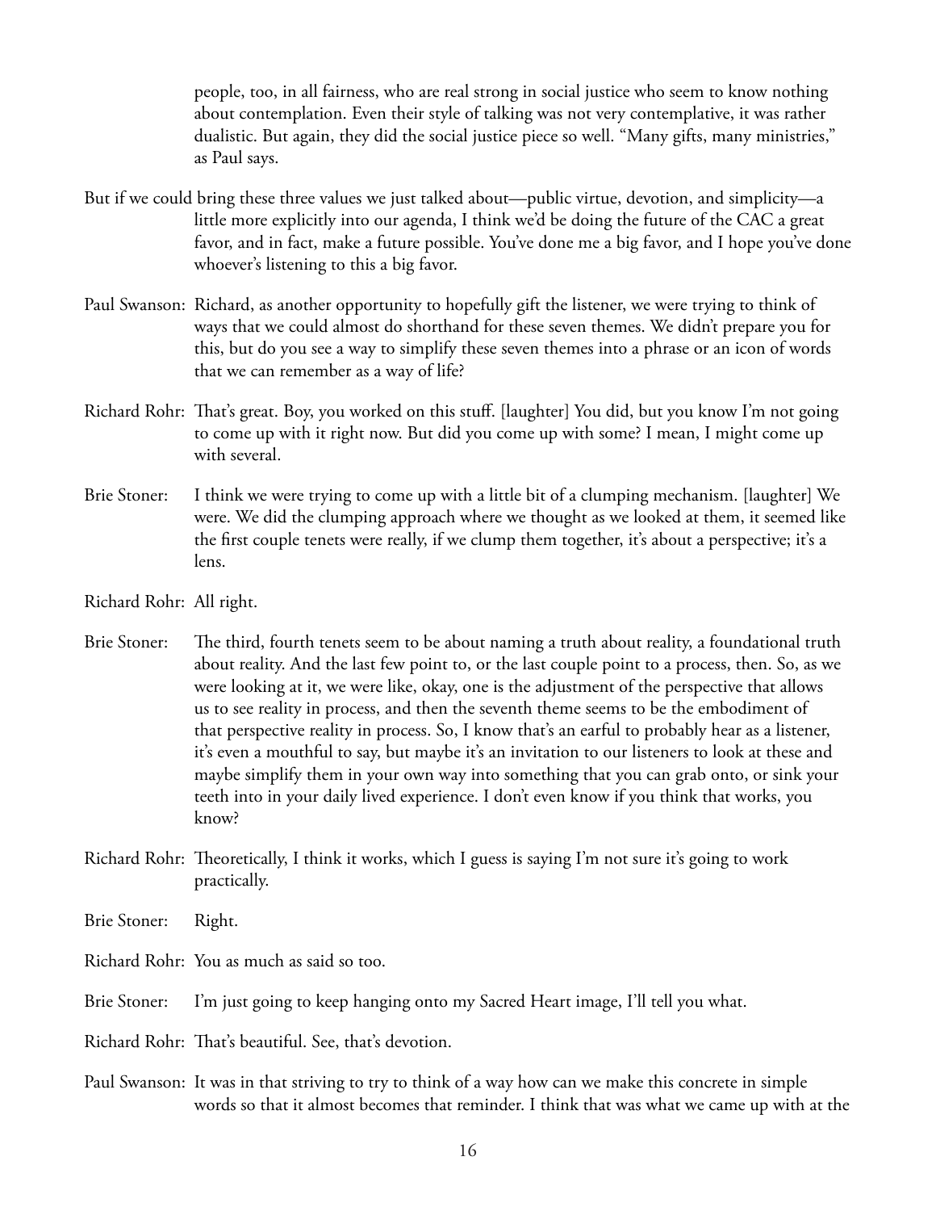people, too, in all fairness, who are real strong in social justice who seem to know nothing about contemplation. Even their style of talking was not very contemplative, it was rather dualistic. But again, they did the social justice piece so well. "Many gifts, many ministries," as Paul says.

But if we could bring these three values we just talked about—public virtue, devotion, and simplicity—a little more explicitly into our agenda, I think we'd be doing the future of the CAC a great favor, and in fact, make a future possible. You've done me a big favor, and I hope you've done whoever's listening to this a big favor.

Paul Swanson: Richard, as another opportunity to hopefully gift the listener, we were trying to think of ways that we could almost do shorthand for these seven themes. We didn't prepare you for this, but do you see a way to simplify these seven themes into a phrase or an icon of words that we can remember as a way of life?

Richard Rohr: That's great. Boy, you worked on this stuff. [laughter] You did, but you know I'm not going to come up with it right now. But did you come up with some? I mean, I might come up with several.

Brie Stoner: I think we were trying to come up with a little bit of a clumping mechanism. [laughter] We were. We did the clumping approach where we thought as we looked at them, it seemed like the first couple tenets were really, if we clump them together, it's about a perspective; it's a lens.

Richard Rohr: All right.

Brie Stoner: The third, fourth tenets seem to be about naming a truth about reality, a foundational truth about reality. And the last few point to, or the last couple point to a process, then. So, as we were looking at it, we were like, okay, one is the adjustment of the perspective that allows us to see reality in process, and then the seventh theme seems to be the embodiment of that perspective reality in process. So, I know that's an earful to probably hear as a listener, it's even a mouthful to say, but maybe it's an invitation to our listeners to look at these and maybe simplify them in your own way into something that you can grab onto, or sink your teeth into in your daily lived experience. I don't even know if you think that works, you know?

Richard Rohr: Theoretically, I think it works, which I guess is saying I'm not sure it's going to work practically.

Brie Stoner: Right.

Richard Rohr: You as much as said so too.

Brie Stoner: I'm just going to keep hanging onto my Sacred Heart image, I'll tell you what.

Richard Rohr: That's beautiful. See, that's devotion.

Paul Swanson: It was in that striving to try to think of a way how can we make this concrete in simple words so that it almost becomes that reminder. I think that was what we came up with at the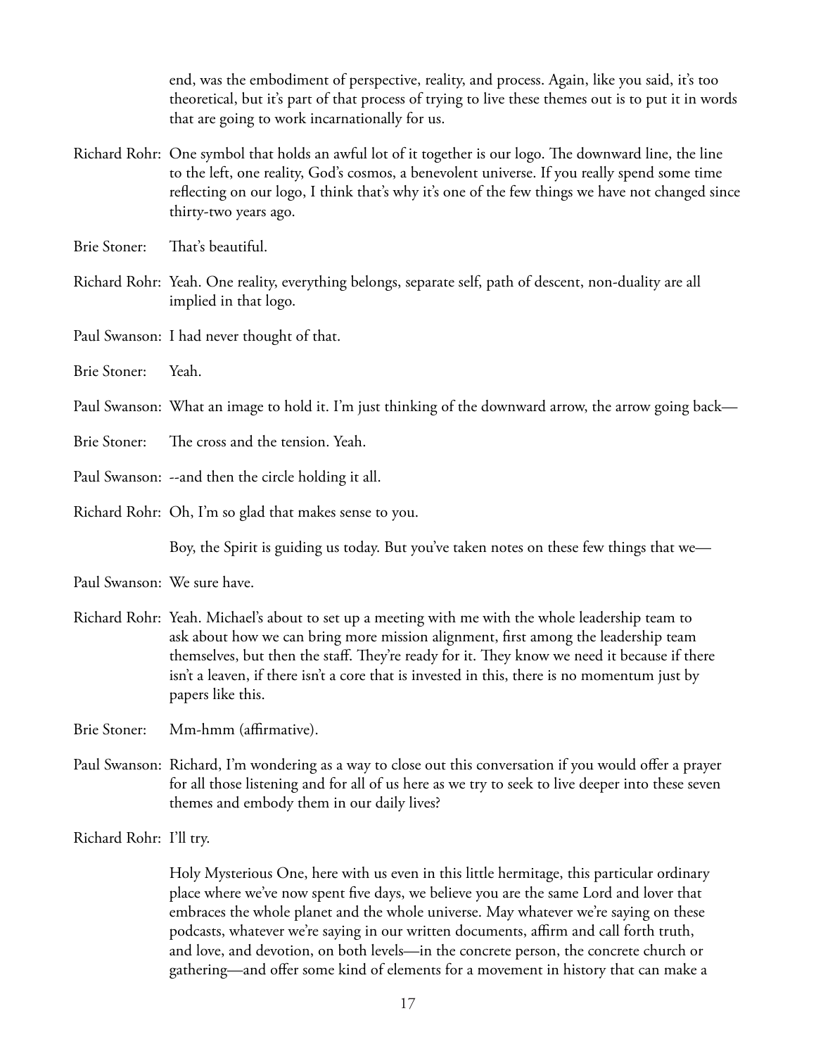end, was the embodiment of perspective, reality, and process. Again, like you said, it's too theoretical, but it's part of that process of trying to live these themes out is to put it in words that are going to work incarnationally for us.

Richard Rohr: One symbol that holds an awful lot of it together is our logo. The downward line, the line to the left, one reality, God's cosmos, a benevolent universe. If you really spend some time reflecting on our logo, I think that's why it's one of the few things we have not changed since thirty-two years ago.

Brie Stoner: That's beautiful.

Richard Rohr: Yeah. One reality, everything belongs, separate self, path of descent, non-duality are all implied in that logo.

Paul Swanson: I had never thought of that.

Brie Stoner: Yeah.

Paul Swanson: What an image to hold it. I'm just thinking of the downward arrow, the arrow going back—

Brie Stoner: The cross and the tension. Yeah.

Paul Swanson: --and then the circle holding it all.

Richard Rohr: Oh, I'm so glad that makes sense to you.

Boy, the Spirit is guiding us today. But you've taken notes on these few things that we—

Paul Swanson: We sure have.

Richard Rohr: Yeah. Michael's about to set up a meeting with me with the whole leadership team to ask about how we can bring more mission alignment, first among the leadership team themselves, but then the staff. They're ready for it. They know we need it because if there isn't a leaven, if there isn't a core that is invested in this, there is no momentum just by papers like this.

Brie Stoner: Mm-hmm (affirmative).

Paul Swanson: Richard, I'm wondering as a way to close out this conversation if you would offer a prayer for all those listening and for all of us here as we try to seek to live deeper into these seven themes and embody them in our daily lives?

Richard Rohr: I'll try.

Holy Mysterious One, here with us even in this little hermitage, this particular ordinary place where we've now spent five days, we believe you are the same Lord and lover that embraces the whole planet and the whole universe. May whatever we're saying on these podcasts, whatever we're saying in our written documents, affirm and call forth truth, and love, and devotion, on both levels—in the concrete person, the concrete church or gathering—and offer some kind of elements for a movement in history that can make a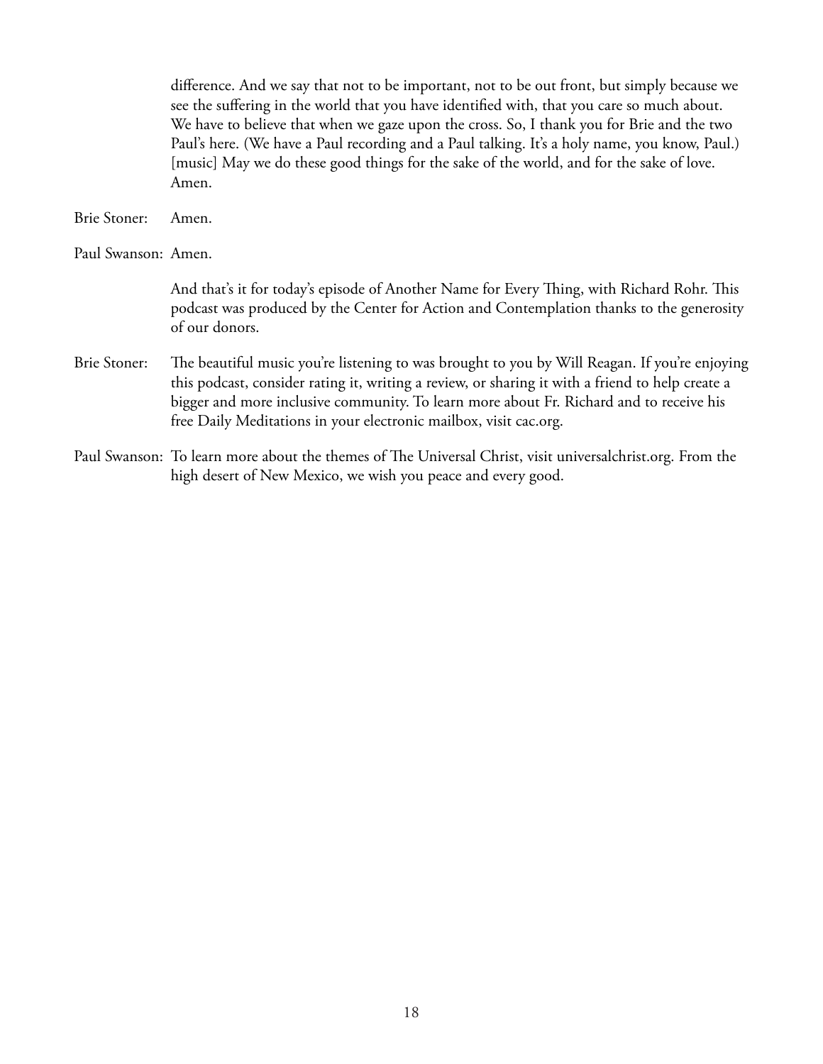difference. And we say that not to be important, not to be out front, but simply because we see the suffering in the world that you have identified with, that you care so much about. We have to believe that when we gaze upon the cross. So, I thank you for Brie and the two Paul's here. (We have a Paul recording and a Paul talking. It's a holy name, you know, Paul.) [music] May we do these good things for the sake of the world, and for the sake of love. Amen.

Brie Stoner: Amen.

Paul Swanson: Amen.

And that's it for today's episode of Another Name for Every Thing, with Richard Rohr. This podcast was produced by the Center for Action and Contemplation thanks to the generosity of our donors.

Brie Stoner: The beautiful music you're listening to was brought to you by Will Reagan. If you're enjoying this podcast, consider rating it, writing a review, or sharing it with a friend to help create a bigger and more inclusive community. To learn more about Fr. Richard and to receive his free Daily Meditations in your electronic mailbox, visit cac.org.

Paul Swanson: To learn more about the themes of The Universal Christ, visit universalchrist.org. From the high desert of New Mexico, we wish you peace and every good.